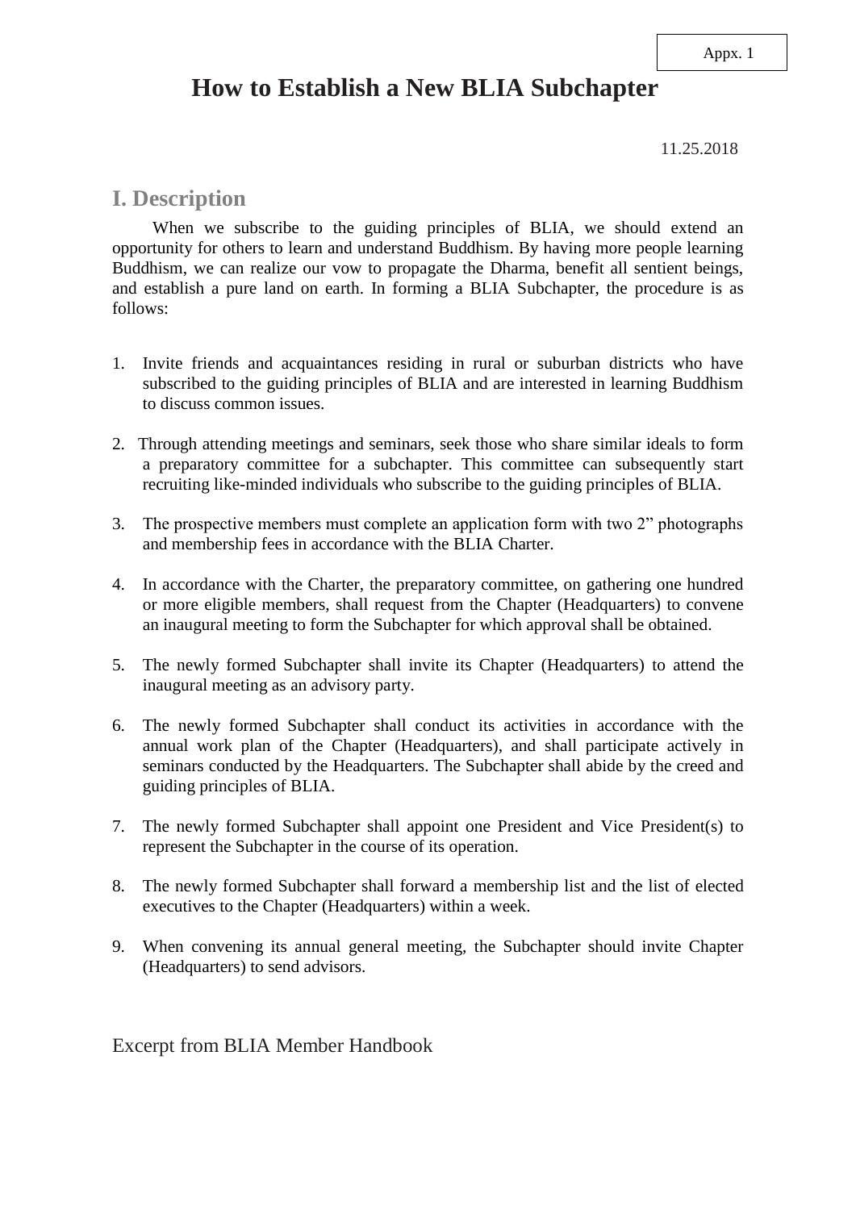Appx. 1

# How to Establish a New BLIA Subchapter

11.25.2018

## I. Description

When we subscribe to the guiding principles of BLIA, we should extend an opportunity for others to learn and understand Buddhism. By having more people learning Buddhism, we can realize our vow to propagate the Dharma, benefit all sentient beings, and establish a pure land on earth. In forming a BLIA Subchapter, the procedure is as follows:

1. Invite friends and acquaintances residing in rural or suburban districts who have subscribed to the guiding principles of BLIA and are interested in learning Buddhism to discuss common issues.

2. Through attending meetings and seminars, seek those who share similar ideals to form a preparatory committee for a subchapter. This committee can subsequently start recruiting like-minded individuals who subscribe to the guiding principles of BLIA.

3. The prospective members must complete an application form with two 2" photographs and membership fees in accordance with the BLIA Charter.

4. In accordance with the Charter, the preparatory committee, on gathering one hundred or more eligible members, shall request from the Chapter (Headquarters) to convene an inaugural meeting to form the Subchapter for which approval shall be obtained.

5. The newly formed Subchapter shall invite its Chapter (Headquarters) to attend the inaugural meeting as an advisory party.

6. The newly formed Subchapter shall conduct its activities in accordance with the annual work plan of the Chapter (Headquarters), and shall participate actively in seminars conducted by the Headquarters. The Subchapter shall abide by the creed and guiding principles of BLIA.

7. The newly formed Subchapter shall appoint one President and Vice President(s) to represent the Subchapter in the course of its operation.

8. The newly formed Subchapter shall forward a membership list and the list of elected executives to the Chapter (Headquarters) within a week.

9. When convening its annual general meeting, the Subchapter should invite Chapter (Headquarters) to send advisors.

Excerpt from BLIA Member Handbook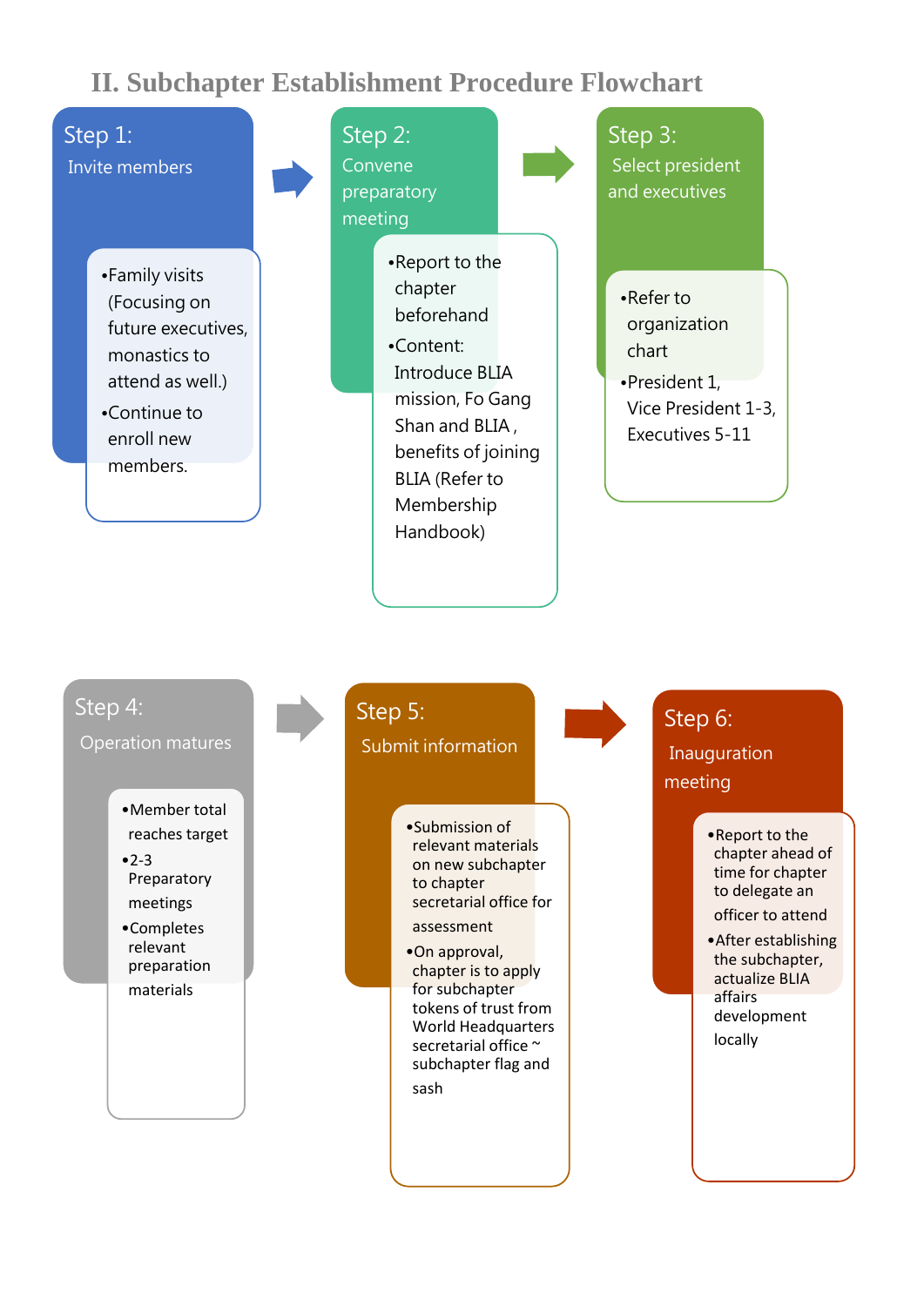## II. Subchapter Establishment Procedure Flowchart

### Step 1: Invite members

- Family visits (Focusing on future executives, monastics to attend as well.)
- Continue to enroll new members.

### Step 2: Convene preparatory meeting

- Report to the chapter beforehand
- Content: Introduce BLIA mission, Fo Gang Shan and BLIA , benefits of joining BLIA (Refer to Membership Handbook)

### Step 3: Select president and executives

- Refer to organization chart
- President 1, Vice President 1-3, Executives 5-11

### Step 4: Operation matures

- Member total reaches target
- 2-3 Preparatory meetings
- Completes relevant preparation materials

### Step 5: Submit information

- Submission of relevant materials on new subchapter to chapter secretarial office for assessment
- On approval, chapter is to apply for subchapter tokens of trust from World Headquarters secretarial office ~ subchapter flag and sash

### Step 6: Inauguration meeting

- Report to the chapter ahead of time for chapter to delegate an officer to attend
- After establishing the subchapter, actualize BLIA affairs development locally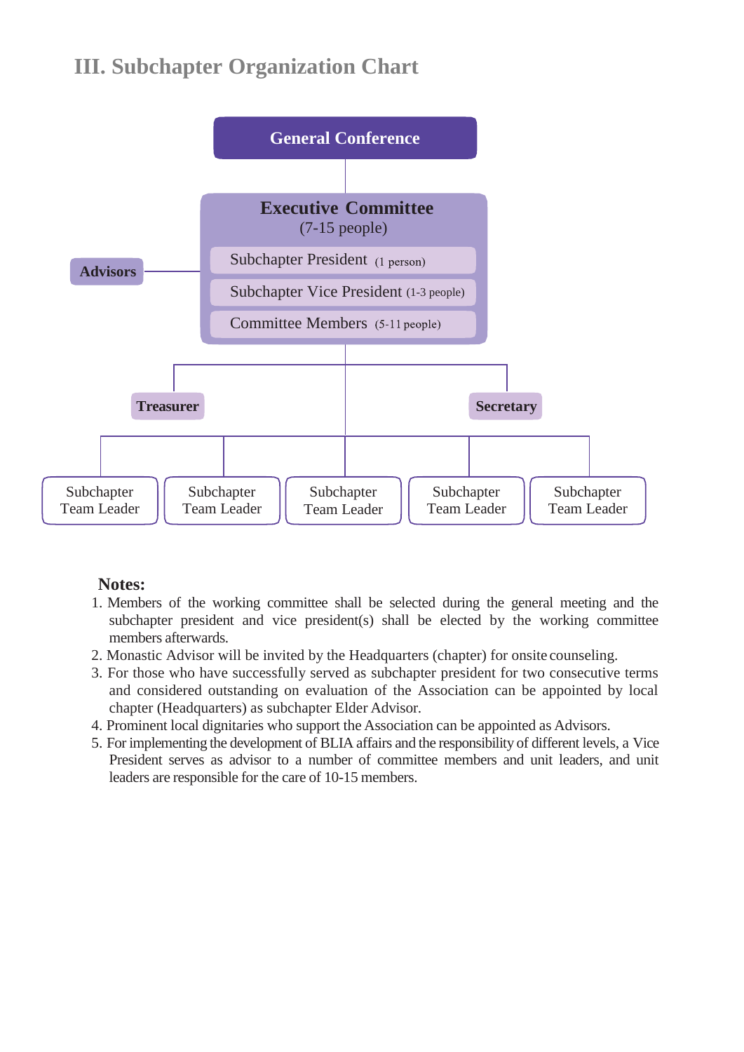## III. Subchapter Organization Chart

**General Conference**

**Advisors**

**Executive Committee**
(7-15 people)

- Subchapter President (1 person)
- Subchapter Vice President (1-3 people)
- Committee Members (5-11 people)

**Treasurer**

**Secretary**

Subchapter Team Leader | Subchapter Team Leader | Subchapter Team Leader | Subchapter Team Leader | Subchapter Team Leader

**Notes:**

1. Members of the working committee shall be selected during the general meeting and the subchapter president and vice president(s) shall be elected by the working committee members afterwards.
2. Monastic Advisor will be invited by the Headquarters (chapter) for onsite counseling.
3. For those who have successfully served as subchapter president for two consecutive terms and considered outstanding on evaluation of the Association can be appointed by local chapter (Headquarters) as subchapter Elder Advisor.
4. Prominent local dignitaries who support the Association can be appointed as Advisors.
5. For implementing the development of BLIA affairs and the responsibility of different levels, a Vice President serves as advisor to a number of committee members and unit leaders, and unit leaders are responsible for the care of 10-15 members.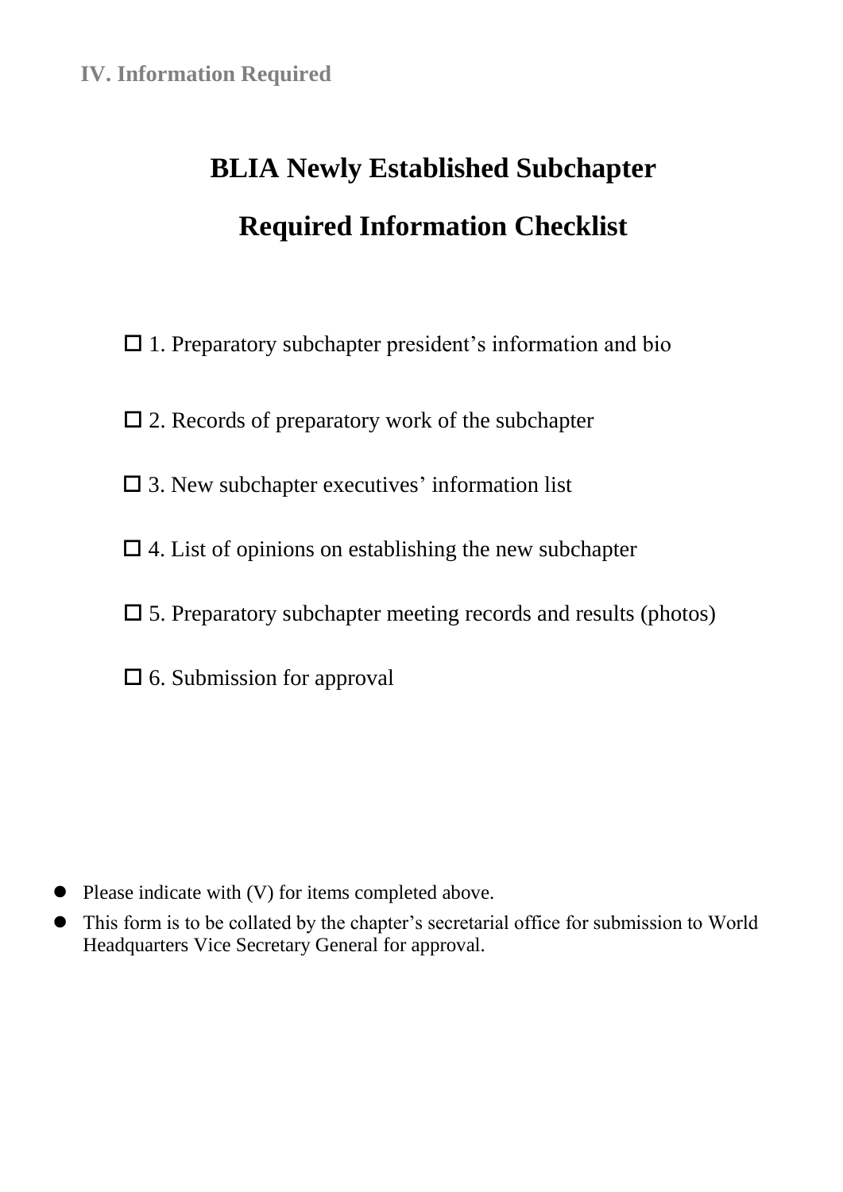## IV. Information Required

# BLIA Newly Established Subchapter

# Required Information Checklist

- ☐ 1. Preparatory subchapter president's information and bio
- ☐ 2. Records of preparatory work of the subchapter
- ☐ 3. New subchapter executives' information list
- ☐ 4. List of opinions on establishing the new subchapter
- ☐ 5. Preparatory subchapter meeting records and results (photos)
- ☐ 6. Submission for approval

- Please indicate with (V) for items completed above.
- This form is to be collated by the chapter's secretarial office for submission to World Headquarters Vice Secretary General for approval.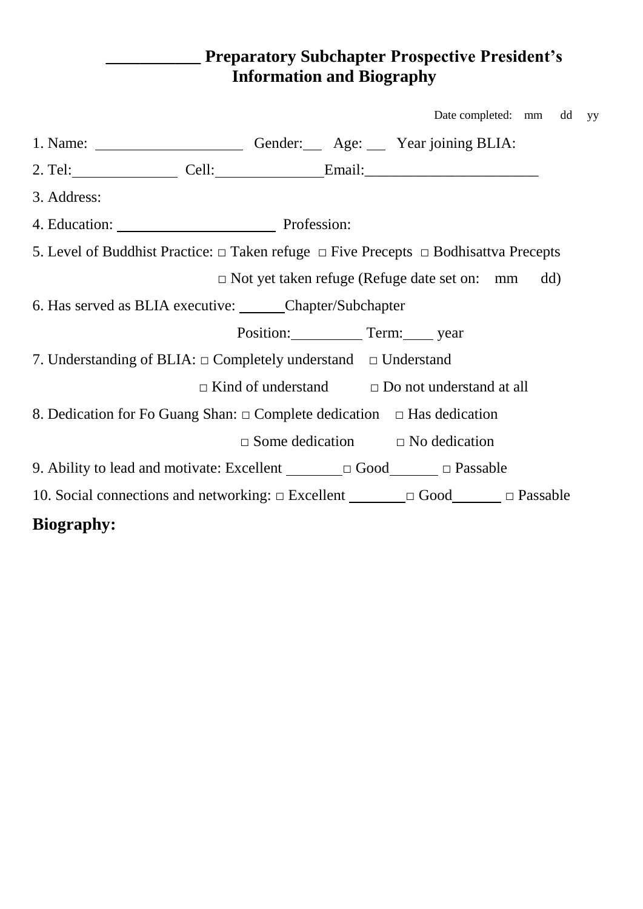# ___________ Preparatory Subchapter Prospective President's Information and Biography

Date completed: mm dd yy

1. Name: ____________________ Gender:___ Age: ___ Year joining BLIA:

2. Tel:______________ Cell:______________Email:_______________________

3. Address:

4. Education: _____________________ Profession:

5. Level of Buddhist Practice: □ Taken refuge □ Five Precepts □ Bodhisattva Precepts

   □ Not yet taken refuge (Refuge date set on: mm dd)

6. Has served as BLIA executive: ______Chapter/Subchapter

   Position:__________ Term:____ year

7. Understanding of BLIA: □ Completely understand □ Understand

   □ Kind of understand □ Do not understand at all

8. Dedication for Fo Guang Shan: □ Complete dedication □ Has dedication

   □ Some dedication □ No dedication

9. Ability to lead and motivate: Excellent ________□ Good_______ □ Passable

10. Social connections and networking: □ Excellent ________□ Good_______ □ Passable

**Biography:**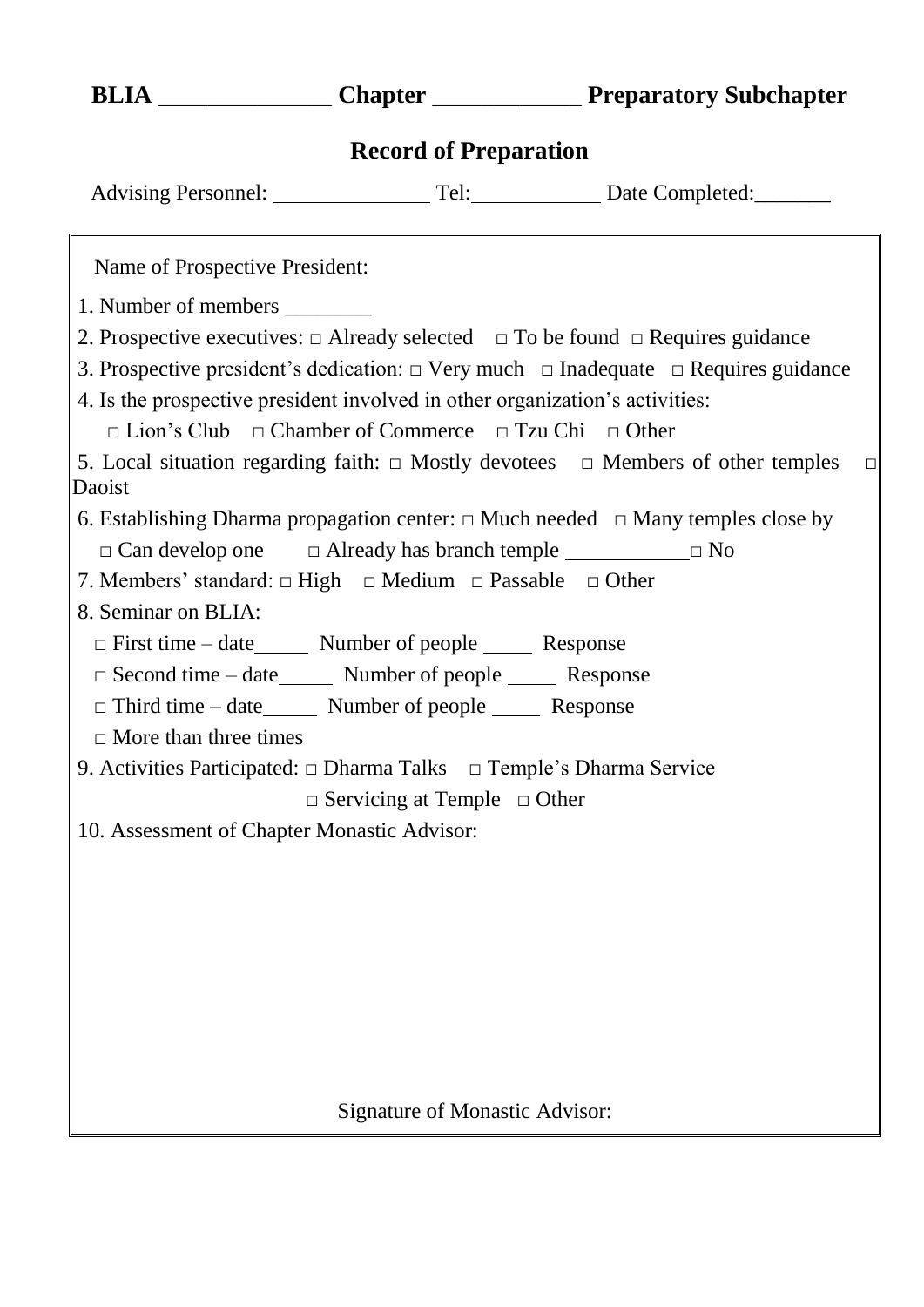# BLIA ______________ Chapter ____________ Preparatory Subchapter

## Record of Preparation

Advising Personnel: ______________ Tel:____________ Date Completed:_______

Name of Prospective President:

1. Number of members ________
2. Prospective executives: □ Already selected □ To be found □ Requires guidance
3. Prospective president's dedication: □ Very much □ Inadequate □ Requires guidance
4. Is the prospective president involved in other organization's activities:
   □ Lion's Club □ Chamber of Commerce □ Tzu Chi □ Other
5. Local situation regarding faith: □ Mostly devotees □ Members of other temples □ Daoist
6. Establishing Dharma propagation center: □ Much needed □ Many temples close by
   □ Can develop one □ Already has branch temple ___________ □ No
7. Members' standard: □ High □ Medium □ Passable □ Other
8. Seminar on BLIA:
   □ First time – date_____ Number of people _____ Response
   □ Second time – date_____ Number of people _____ Response
   □ Third time – date_____ Number of people _____ Response
   □ More than three times
9. Activities Participated: □ Dharma Talks □ Temple's Dharma Service
   □ Servicing at Temple □ Other
10. Assessment of Chapter Monastic Advisor:

Signature of Monastic Advisor: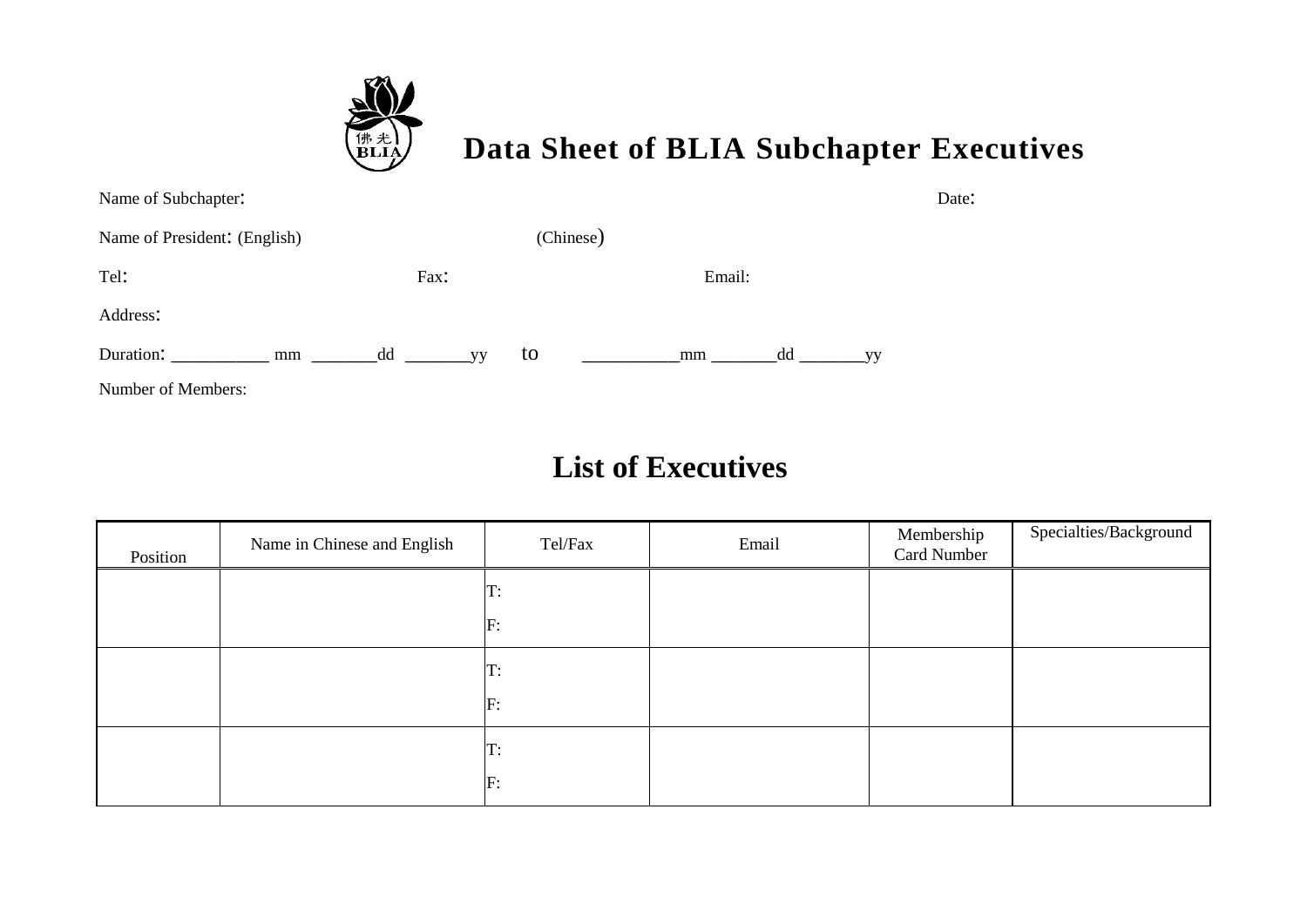# Data Sheet of BLIA Subchapter Executives

Name of Subchapter: Date:

Name of President: (English) (Chinese)

Tel: Fax: Email:

Address:

Duration: ___________ mm _______dd _______yy to __________mm _______dd _______yy

Number of Members:

## List of Executives

| Position | Name in Chinese and English | Tel/Fax | Email | Membership Card Number | Specialties/Background |
|---|---|---|---|---|---|
| | | T:<br>F: | | | |
| | | T:<br>F: | | | |
| | | T:<br>F: | | | |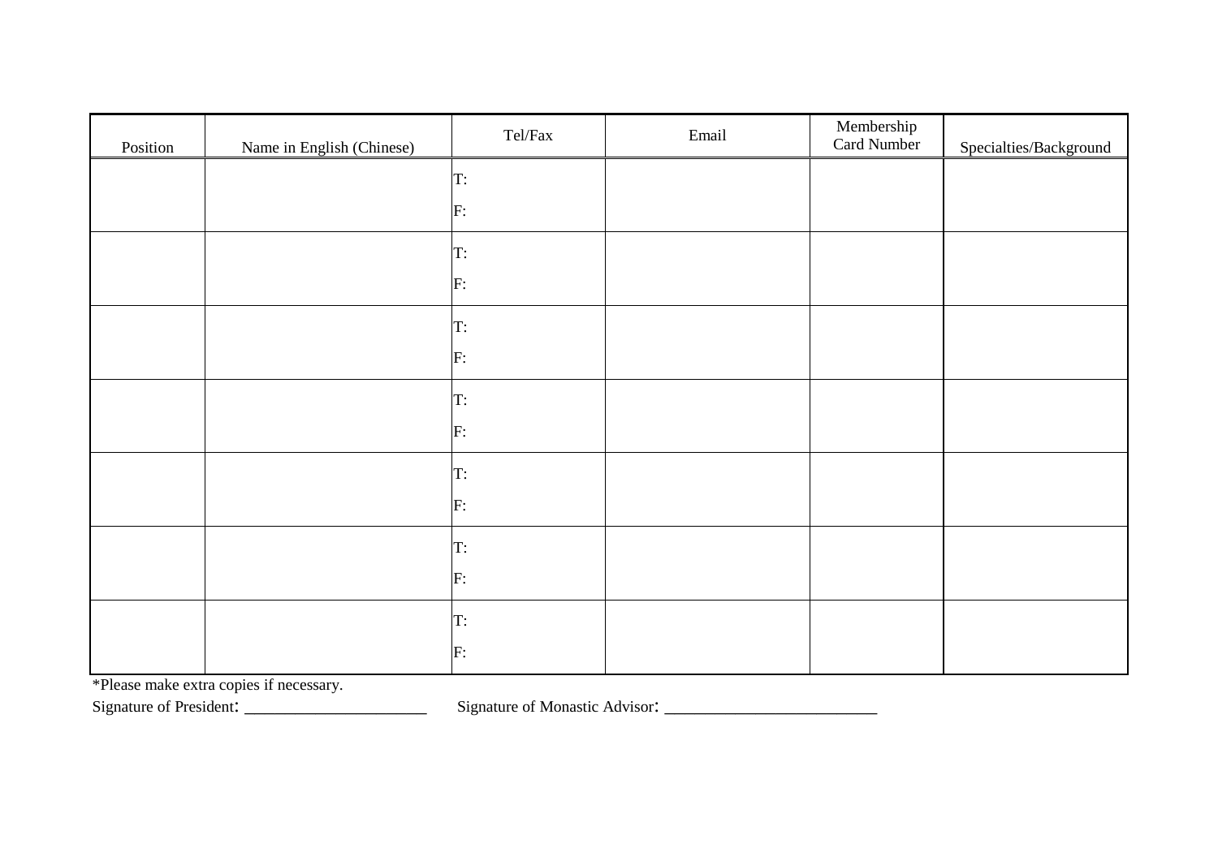| Position | Name in English (Chinese) | Tel/Fax | Email | Membership Card Number | Specialties/Background |
|---|---|---|---|---|---|
| | | T:<br>F: | | | |
| | | T:<br>F: | | | |
| | | T:<br>F: | | | |
| | | T:<br>F: | | | |
| | | T:<br>F: | | | |
| | | T:<br>F: | | | |
| | | T:<br>F: | | | |

*Please make extra copies if necessary.

Signature of President: ______________________ Signature of Monastic Advisor: __________________________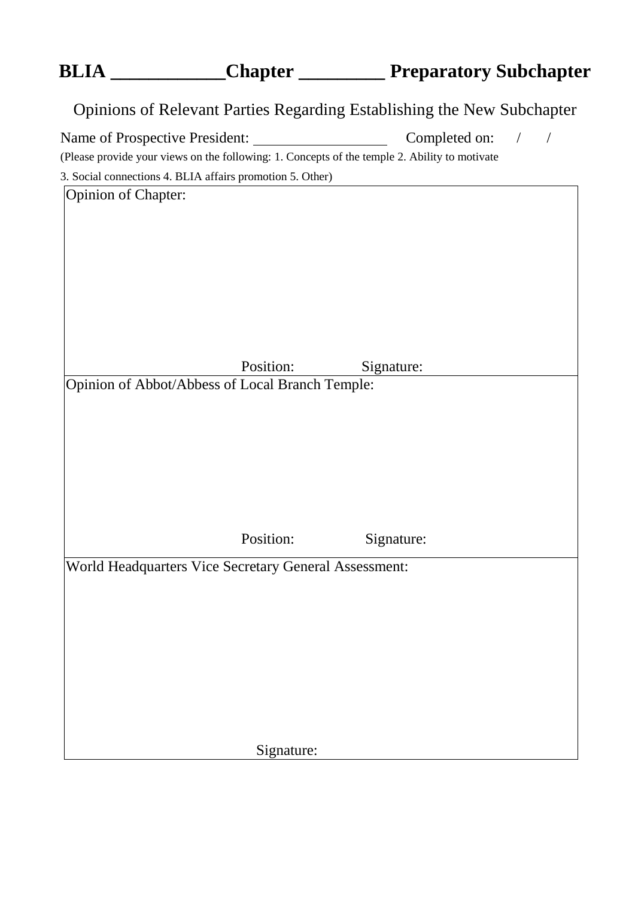# BLIA ___________Chapter _________ Preparatory Subchapter

## Opinions of Relevant Parties Regarding Establishing the New Subchapter

Name of Prospective President: ________________ Completed on: / /

(Please provide your views on the following: 1. Concepts of the temple 2. Ability to motivate 3. Social connections 4. BLIA affairs promotion 5. Other)

| |
|---|
| Opinion of Chapter:<br><br><br><br><br>Position: Signature: |
| Opinion of Abbot/Abbess of Local Branch Temple:<br><br><br><br><br>Position: Signature: |
| World Headquarters Vice Secretary General Assessment:<br><br><br><br><br>Signature: |